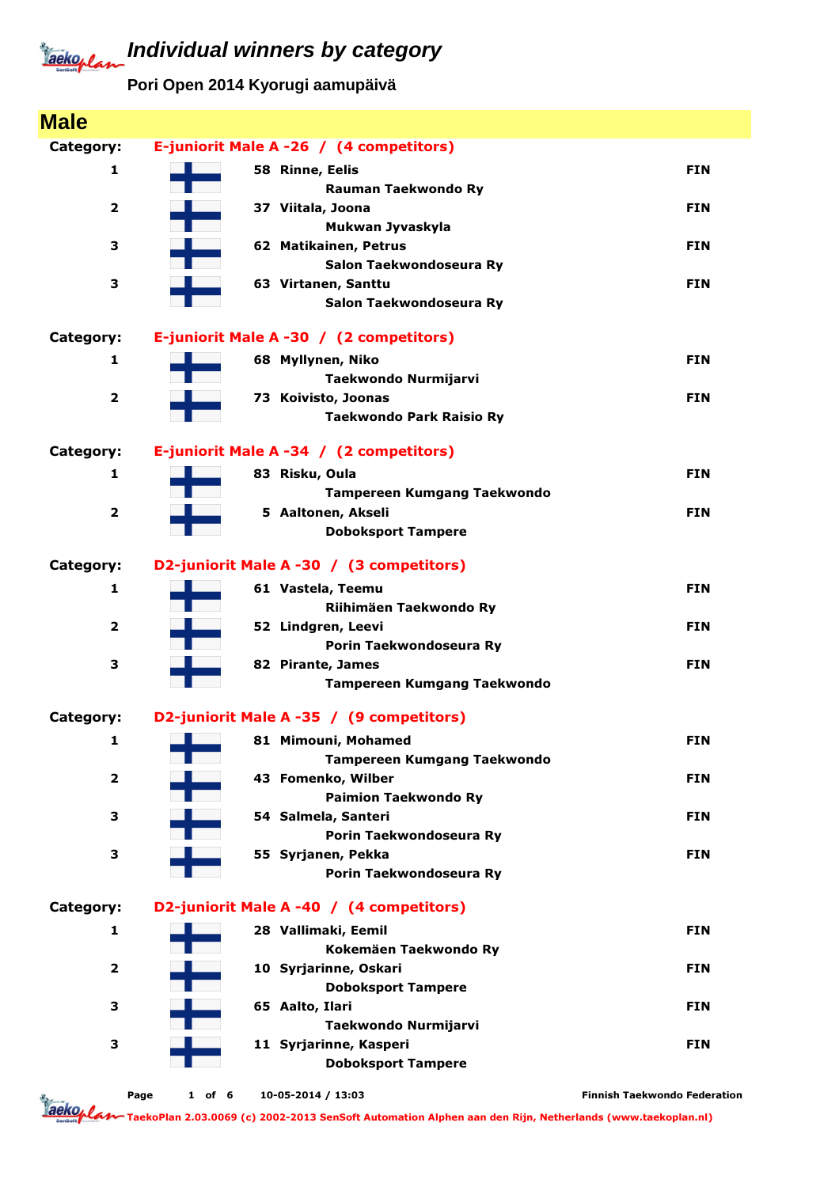# Individual winners by category

## Pori Open 2014 Kyorugi aamupäivä

### Male

**Category: E-juniorit Male A -26 / (4 competitors)**

| Place | No. | Name | Club | Country |
|---|---|---|---|---|
| 1 | 58 | Rinne, Eelis | Rauman Taekwondo Ry | FIN |
| 2 | 37 | Viitala, Joona | Mukwan Jyvaskyla | FIN |
| 3 | 62 | Matikainen, Petrus | Salon Taekwondoseura Ry | FIN |
| 3 | 63 | Virtanen, Santtu | Salon Taekwondoseura Ry | FIN |

**Category: E-juniorit Male A -30 / (2 competitors)**

| Place | No. | Name | Club | Country |
|---|---|---|---|---|
| 1 | 68 | Myllynen, Niko | Taekwondo Nurmijarvi | FIN |
| 2 | 73 | Koivisto, Joonas | Taekwondo Park Raisio Ry | FIN |

**Category: E-juniorit Male A -34 / (2 competitors)**

| Place | No. | Name | Club | Country |
|---|---|---|---|---|
| 1 | 83 | Risku, Oula | Tampereen Kumgang Taekwondo | FIN |
| 2 | 5 | Aaltonen, Akseli | Doboksport Tampere | FIN |

**Category: D2-juniorit Male A -30 / (3 competitors)**

| Place | No. | Name | Club | Country |
|---|---|---|---|---|
| 1 | 61 | Vastela, Teemu | Riihimäen Taekwondo Ry | FIN |
| 2 | 52 | Lindgren, Leevi | Porin Taekwondoseura Ry | FIN |
| 3 | 82 | Pirante, James | Tampereen Kumgang Taekwondo | FIN |

**Category: D2-juniorit Male A -35 / (9 competitors)**

| Place | No. | Name | Club | Country |
|---|---|---|---|---|
| 1 | 81 | Mimouni, Mohamed | Tampereen Kumgang Taekwondo | FIN |
| 2 | 43 | Fomenko, Wilber | Paimion Taekwondo Ry | FIN |
| 3 | 54 | Salmela, Santeri | Porin Taekwondoseura Ry | FIN |
| 3 | 55 | Syrjanen, Pekka | Porin Taekwondoseura Ry | FIN |

**Category: D2-juniorit Male A -40 / (4 competitors)**

| Place | No. | Name | Club | Country |
|---|---|---|---|---|
| 1 | 28 | Vallimaki, Eemil | Kokemäen Taekwondo Ry | FIN |
| 2 | 10 | Syrjarinne, Oskari | Doboksport Tampere | FIN |
| 3 | 65 | Aalto, Ilari | Taekwondo Nurmijarvi | FIN |
| 3 | 11 | Syrjarinne, Kasperi | Doboksport Tampere | FIN |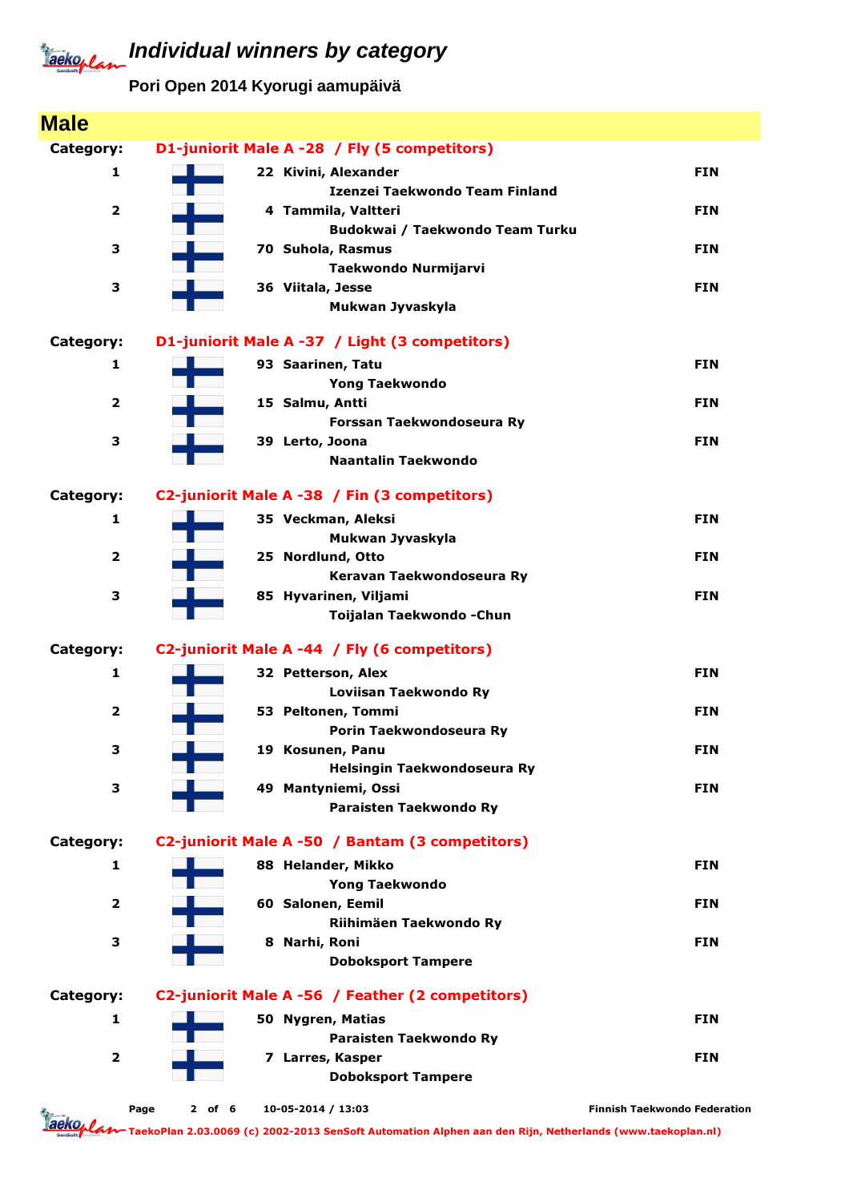# Individual winners by category

**Pori Open 2014 Kyorugi aamupäivä**

## Male

### Category: D1-juniorit Male A -28 / Fly (5 competitors)

| Place | No. | Name / Club | Country |
|---|---|---|---|
| 1 | 22 | Kivini, Alexander<br>Izenzei Taekwondo Team Finland | FIN |
| 2 | 4 | Tammila, Valtteri<br>Budokwai / Taekwondo Team Turku | FIN |
| 3 | 70 | Suhola, Rasmus<br>Taekwondo Nurmijarvi | FIN |
| 3 | 36 | Viitala, Jesse<br>Mukwan Jyvaskyla | FIN |

### Category: D1-juniorit Male A -37 / Light (3 competitors)

| Place | No. | Name / Club | Country |
|---|---|---|---|
| 1 | 93 | Saarinen, Tatu<br>Yong Taekwondo | FIN |
| 2 | 15 | Salmu, Antti<br>Forssan Taekwondoseura Ry | FIN |
| 3 | 39 | Lerto, Joona<br>Naantalin Taekwondo | FIN |

### Category: C2-juniorit Male A -38 / Fin (3 competitors)

| Place | No. | Name / Club | Country |
|---|---|---|---|
| 1 | 35 | Veckman, Aleksi<br>Mukwan Jyvaskyla | FIN |
| 2 | 25 | Nordlund, Otto<br>Keravan Taekwondoseura Ry | FIN |
| 3 | 85 | Hyvarinen, Viljami<br>Toijalan Taekwondo -Chun | FIN |

### Category: C2-juniorit Male A -44 / Fly (6 competitors)

| Place | No. | Name / Club | Country |
|---|---|---|---|
| 1 | 32 | Petterson, Alex<br>Loviisan Taekwondo Ry | FIN |
| 2 | 53 | Peltonen, Tommi<br>Porin Taekwondoseura Ry | FIN |
| 3 | 19 | Kosunen, Panu<br>Helsingin Taekwondoseura Ry | FIN |
| 3 | 49 | Mantyniemi, Ossi<br>Paraisten Taekwondo Ry | FIN |

### Category: C2-juniorit Male A -50 / Bantam (3 competitors)

| Place | No. | Name / Club | Country |
|---|---|---|---|
| 1 | 88 | Helander, Mikko<br>Yong Taekwondo | FIN |
| 2 | 60 | Salonen, Eemil<br>Riihimäen Taekwondo Ry | FIN |
| 3 | 8 | Narhi, Roni<br>Doboksport Tampere | FIN |

### Category: C2-juniorit Male A -56 / Feather (2 competitors)

| Place | No. | Name / Club | Country |
|---|---|---|---|
| 1 | 50 | Nygren, Matias<br>Paraisten Taekwondo Ry | FIN |
| 2 | 7 | Larres, Kasper<br>Doboksport Tampere | FIN |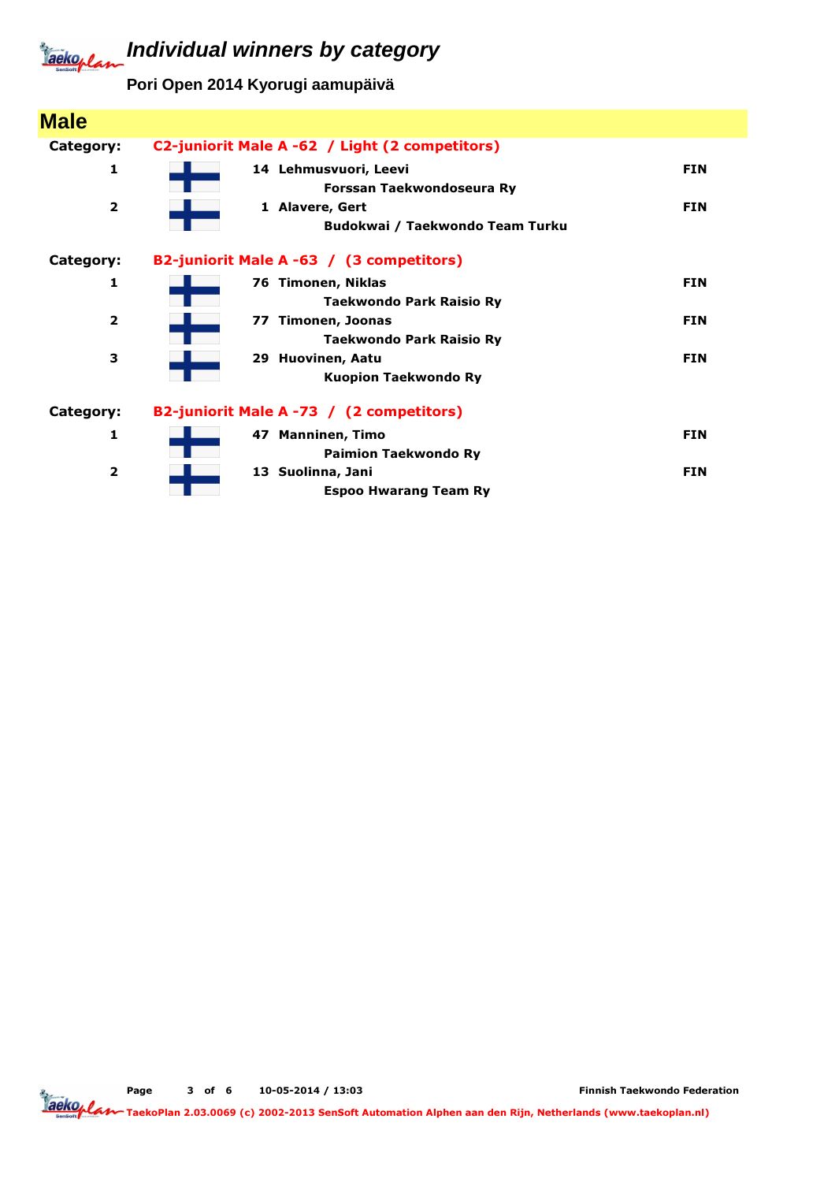# Individual winners by category

**Pori Open 2014 Kyorugi aamupäivä**

## Male

**Category: C2-juniorit Male A -62 / Light (2 competitors)**

| Place | No. | Name / Club | Country |
|---|---|---|---|
| 1 | 14 | Lehmusvuori, Leevi<br>Forssan Taekwondoseura Ry | FIN |
| 2 | 1 | Alavere, Gert<br>Budokwai / Taekwondo Team Turku | FIN |

**Category: B2-juniorit Male A -63 / (3 competitors)**

| Place | No. | Name / Club | Country |
|---|---|---|---|
| 1 | 76 | Timonen, Niklas<br>Taekwondo Park Raisio Ry | FIN |
| 2 | 77 | Timonen, Joonas<br>Taekwondo Park Raisio Ry | FIN |
| 3 | 29 | Huovinen, Aatu<br>Kuopion Taekwondo Ry | FIN |

**Category: B2-juniorit Male A -73 / (2 competitors)**

| Place | No. | Name / Club | Country |
|---|---|---|---|
| 1 | 47 | Manninen, Timo<br>Paimion Taekwondo Ry | FIN |
| 2 | 13 | Suolinna, Jani<br>Espoo Hwarang Team Ry | FIN |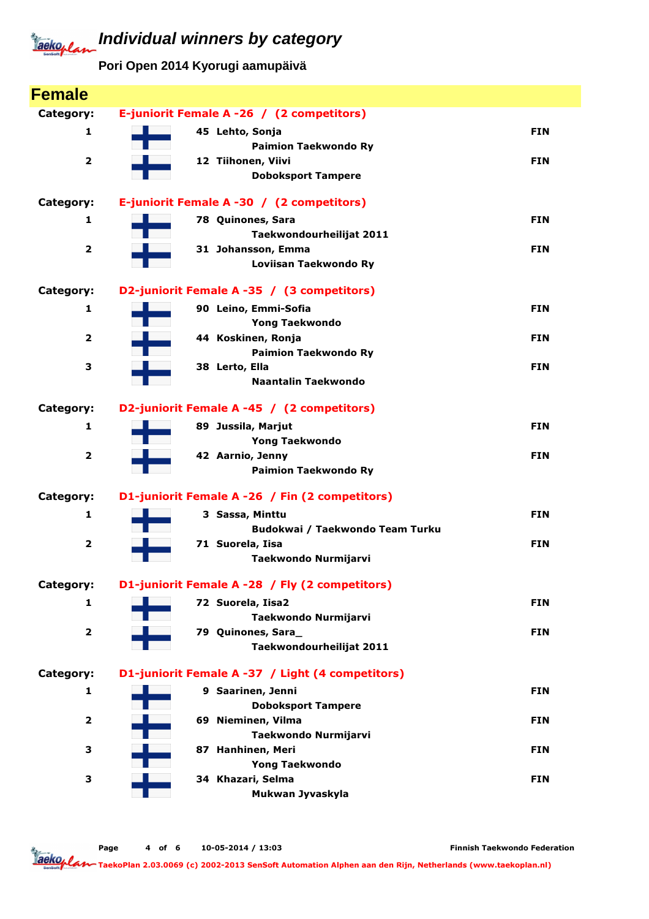# Individual winners by category

**Pori Open 2014 Kyorugi aamupäivä**

## Female

**Category: E-juniorit Female A -26 / (2 competitors)**

| Place | No. | Name | Club | Country |
|---|---|---|---|---|
| 1 | 45 | Lehto, Sonja | Paimion Taekwondo Ry | FIN |
| 2 | 12 | Tiihonen, Viivi | Doboksport Tampere | FIN |

**Category: E-juniorit Female A -30 / (2 competitors)**

| Place | No. | Name | Club | Country |
|---|---|---|---|---|
| 1 | 78 | Quinones, Sara | Taekwondourheilijat 2011 | FIN |
| 2 | 31 | Johansson, Emma | Loviisan Taekwondo Ry | FIN |

**Category: D2-juniorit Female A -35 / (3 competitors)**

| Place | No. | Name | Club | Country |
|---|---|---|---|---|
| 1 | 90 | Leino, Emmi-Sofia | Yong Taekwondo | FIN |
| 2 | 44 | Koskinen, Ronja | Paimion Taekwondo Ry | FIN |
| 3 | 38 | Lerto, Ella | Naantalin Taekwondo | FIN |

**Category: D2-juniorit Female A -45 / (2 competitors)**

| Place | No. | Name | Club | Country |
|---|---|---|---|---|
| 1 | 89 | Jussila, Marjut | Yong Taekwondo | FIN |
| 2 | 42 | Aarnio, Jenny | Paimion Taekwondo Ry | FIN |

**Category: D1-juniorit Female A -26 / Fin (2 competitors)**

| Place | No. | Name | Club | Country |
|---|---|---|---|---|
| 1 | 3 | Sassa, Minttu | Budokwai / Taekwondo Team Turku | FIN |
| 2 | 71 | Suorela, Iisa | Taekwondo Nurmijarvi | FIN |

**Category: D1-juniorit Female A -28 / Fly (2 competitors)**

| Place | No. | Name | Club | Country |
|---|---|---|---|---|
| 1 | 72 | Suorela, Iisa2 | Taekwondo Nurmijarvi | FIN |
| 2 | 79 | Quinones, Sara_ | Taekwondourheilijat 2011 | FIN |

**Category: D1-juniorit Female A -37 / Light (4 competitors)**

| Place | No. | Name | Club | Country |
|---|---|---|---|---|
| 1 | 9 | Saarinen, Jenni | Doboksport Tampere | FIN |
| 2 | 69 | Nieminen, Vilma | Taekwondo Nurmijarvi | FIN |
| 3 | 87 | Hanhinen, Meri | Yong Taekwondo | FIN |
| 3 | 34 | Khazari, Selma | Mukwan Jyvaskyla | FIN |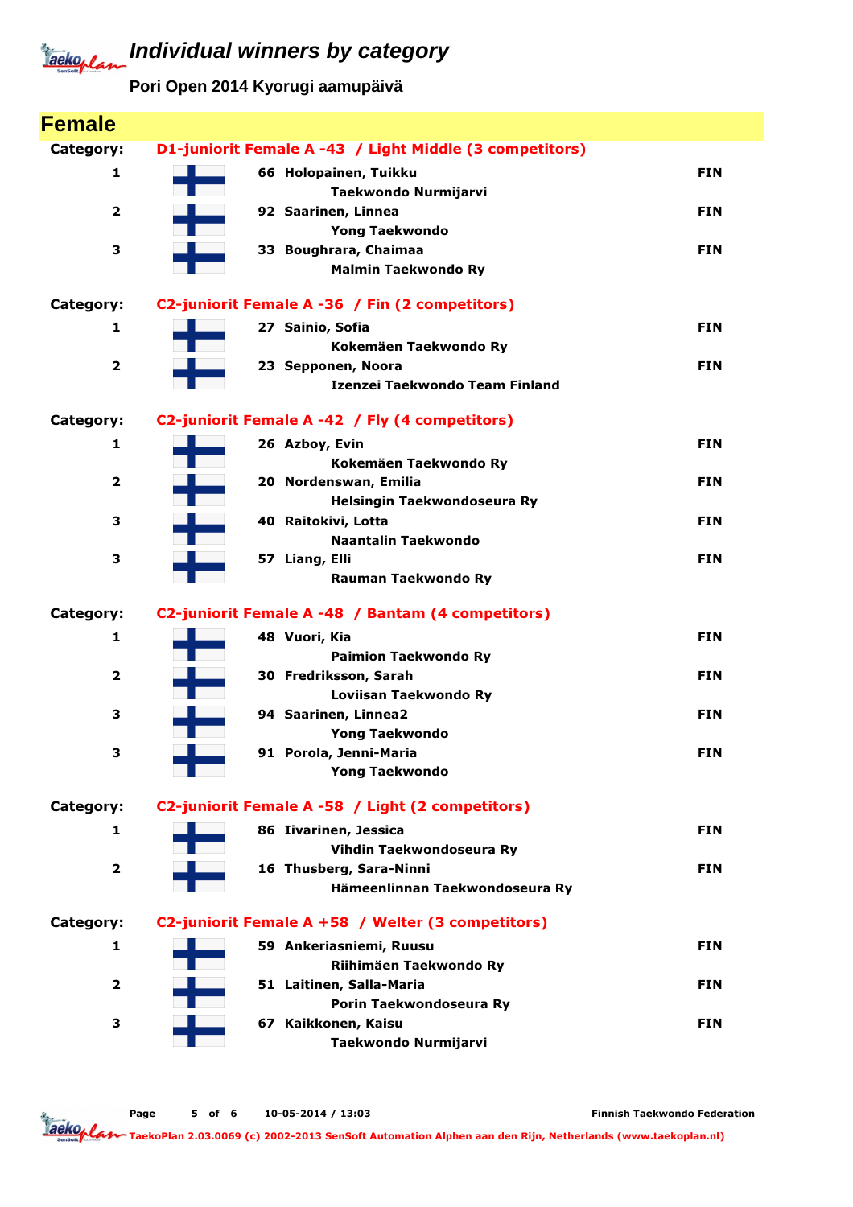# Individual winners by category

**Pori Open 2014 Kyorugi aamupäivä**

## Female

### Category: D1-juniorit Female A -43 / Light Middle (3 competitors)

| Place | No. | Name / Club | Country |
|---|---|---|---|
| 1 | 66 | Holopainen, Tuikku<br>Taekwondo Nurmijarvi | FIN |
| 2 | 92 | Saarinen, Linnea<br>Yong Taekwondo | FIN |
| 3 | 33 | Boughrara, Chaimaa<br>Malmin Taekwondo Ry | FIN |

### Category: C2-juniorit Female A -36 / Fin (2 competitors)

| Place | No. | Name / Club | Country |
|---|---|---|---|
| 1 | 27 | Sainio, Sofia<br>Kokemäen Taekwondo Ry | FIN |
| 2 | 23 | Sepponen, Noora<br>Izenzei Taekwondo Team Finland | FIN |

### Category: C2-juniorit Female A -42 / Fly (4 competitors)

| Place | No. | Name / Club | Country |
|---|---|---|---|
| 1 | 26 | Azboy, Evin<br>Kokemäen Taekwondo Ry | FIN |
| 2 | 20 | Nordenswan, Emilia<br>Helsingin Taekwondoseura Ry | FIN |
| 3 | 40 | Raitokivi, Lotta<br>Naantalin Taekwondo | FIN |
| 3 | 57 | Liang, Elli<br>Rauman Taekwondo Ry | FIN |

### Category: C2-juniorit Female A -48 / Bantam (4 competitors)

| Place | No. | Name / Club | Country |
|---|---|---|---|
| 1 | 48 | Vuori, Kia<br>Paimion Taekwondo Ry | FIN |
| 2 | 30 | Fredriksson, Sarah<br>Loviisan Taekwondo Ry | FIN |
| 3 | 94 | Saarinen, Linnea2<br>Yong Taekwondo | FIN |
| 3 | 91 | Porola, Jenni-Maria<br>Yong Taekwondo | FIN |

### Category: C2-juniorit Female A -58 / Light (2 competitors)

| Place | No. | Name / Club | Country |
|---|---|---|---|
| 1 | 86 | Iivarinen, Jessica<br>Vihdin Taekwondoseura Ry | FIN |
| 2 | 16 | Thusberg, Sara-Ninni<br>Hämeenlinnan Taekwondoseura Ry | FIN |

### Category: C2-juniorit Female A +58 / Welter (3 competitors)

| Place | No. | Name / Club | Country |
|---|---|---|---|
| 1 | 59 | Ankeriasniemi, Ruusu<br>Riihimäen Taekwondo Ry | FIN |
| 2 | 51 | Laitinen, Salla-Maria<br>Porin Taekwondoseura Ry | FIN |
| 3 | 67 | Kaikkonen, Kaisu<br>Taekwondo Nurmijarvi | FIN |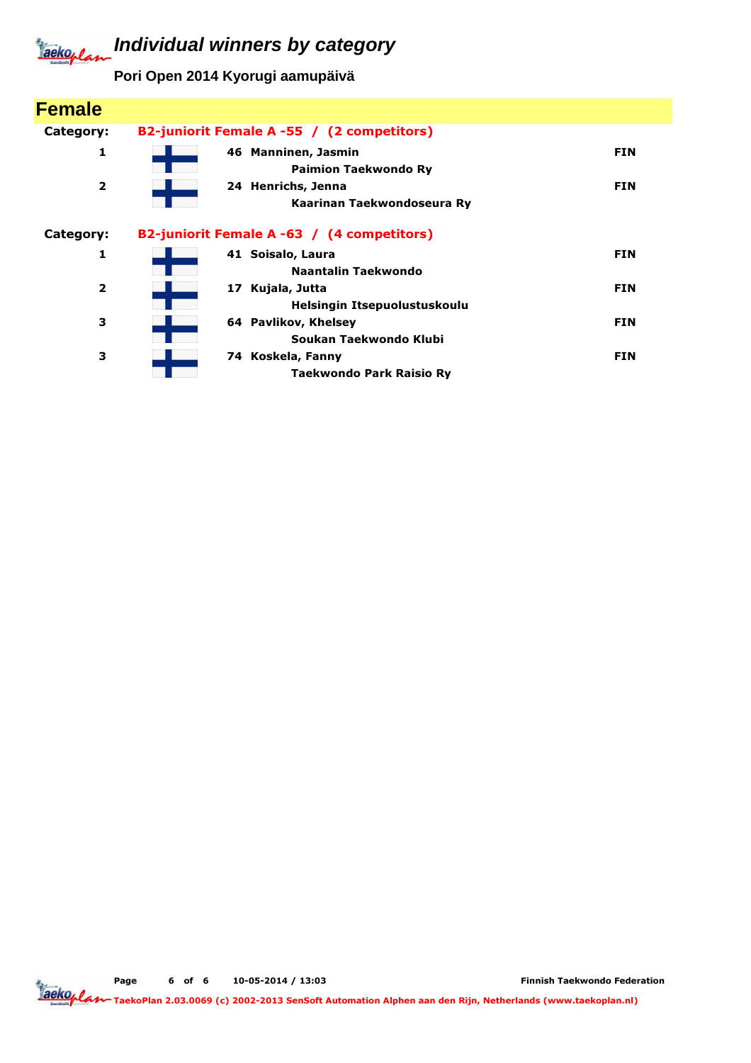# Individual winners by category

**Pori Open 2014 Kyorugi aamupäivä**

## Female

**Category: B2-juniorit Female A -55 / (2 competitors)**

| | | |
|---|---|---|
| 1 | **46 Manninen, Jasmin**<br>Paimion Taekwondo Ry | FIN |
| 2 | **24 Henrichs, Jenna**<br>Kaarinan Taekwondoseura Ry | FIN |

**Category: B2-juniorit Female A -63 / (4 competitors)**

| | | |
|---|---|---|
| 1 | **41 Soisalo, Laura**<br>Naantalin Taekwondo | FIN |
| 2 | **17 Kujala, Jutta**<br>Helsingin Itsepuolustuskoulu | FIN |
| 3 | **64 Pavlikov, Khelsey**<br>Soukan Taekwondo Klubi | FIN |
| 3 | **74 Koskela, Fanny**<br>Taekwondo Park Raisio Ry | FIN |